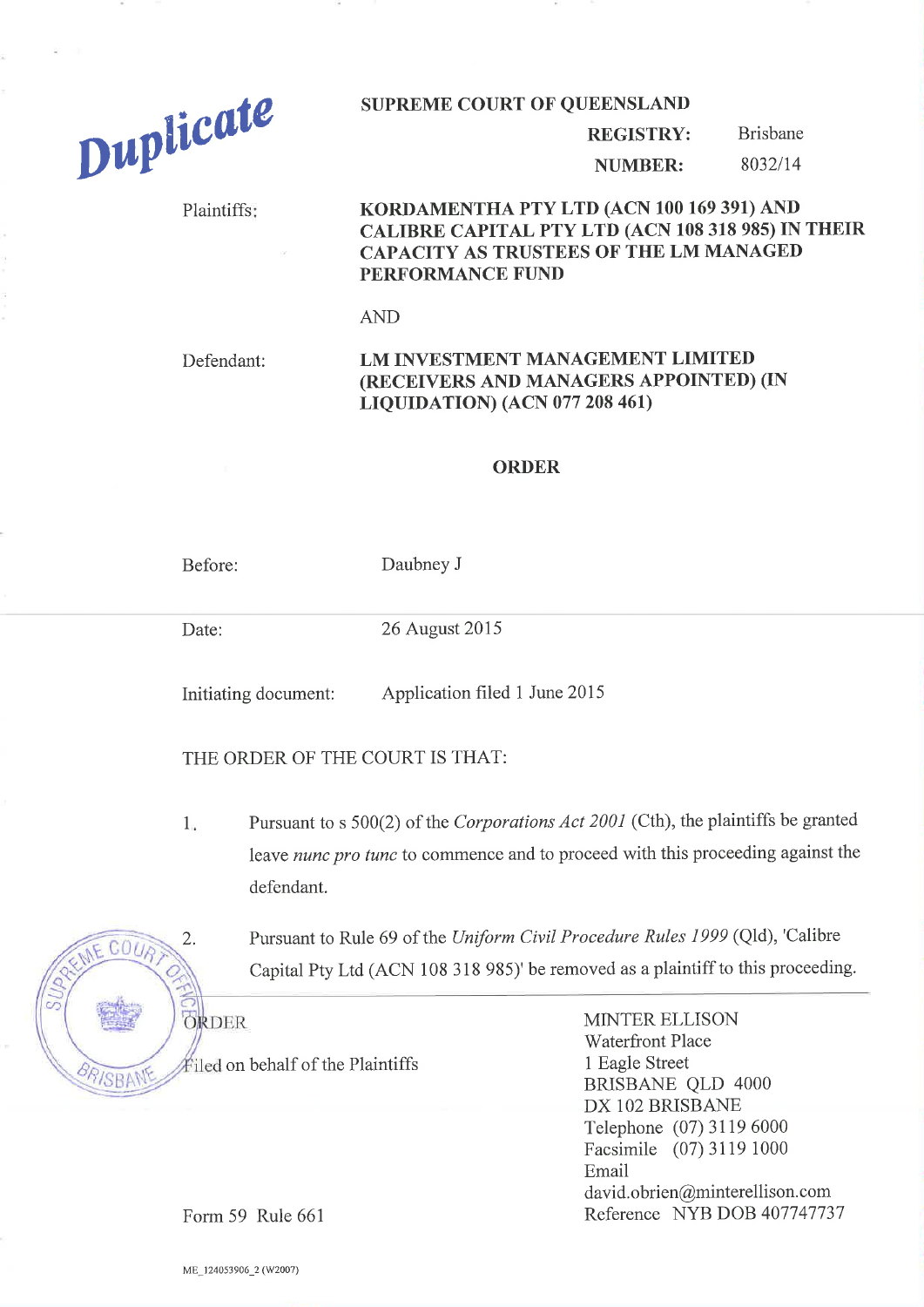Duplicate

**SUPREME COURT OF QUEENSLAND**

**REGISTRY:** Brisbane

**NUMBER:** 8032/14

Plaintiffs: **KORDAMENTHA PTY LTD (ACN 100 169 391) AND CALIBRE CAPITAL PTY LTD (ACN 108 318 985) IN THEIR CAPACITY AS TRUSTEES OF THE LM MANAGED PERFORMANCE FUND**

AND

Defendant: **LM INVESTMENT MANAGEMENT LIMITED (RECEIVERS AND MANAGERS APPOINTED) (IN LIQUIDATION) (ACN 077 208 461)**

## ORDER

Before: Daubney J

Date: 26 August 2015

Initiating document: Application filed 1 June 2015

THE ORDER OF THE COURT IS THAT:

1. Pursuant to s 500(2) of the *Corporations Act 2001* (Cth), the plaintiffs be granted leave *nunc pro tunc* to commence and to proceed with this proceeding against the defendant.

2. Pursuant to Rule 69 of the *Uniform Civil Procedure Rules 1999* (Qld), 'Calibre Capital Pty Ltd (ACN 108 318 985)' be removed as a plaintiff to this proceeding.

SUPREME COURT OFFICE BRISBANE

ORDER

Filed on behalf of the Plaintiffs

Form 59 Rule 661

MINTER ELLISON
Waterfront Place
1 Eagle Street
BRISBANE QLD 4000
DX 102 BRISBANE
Telephone (07) 3119 6000
Facsimile (07) 3119 1000
Email david.obrien@minterellison.com
Reference NYB DOB 407747737

ME_124053906_2 (W2007)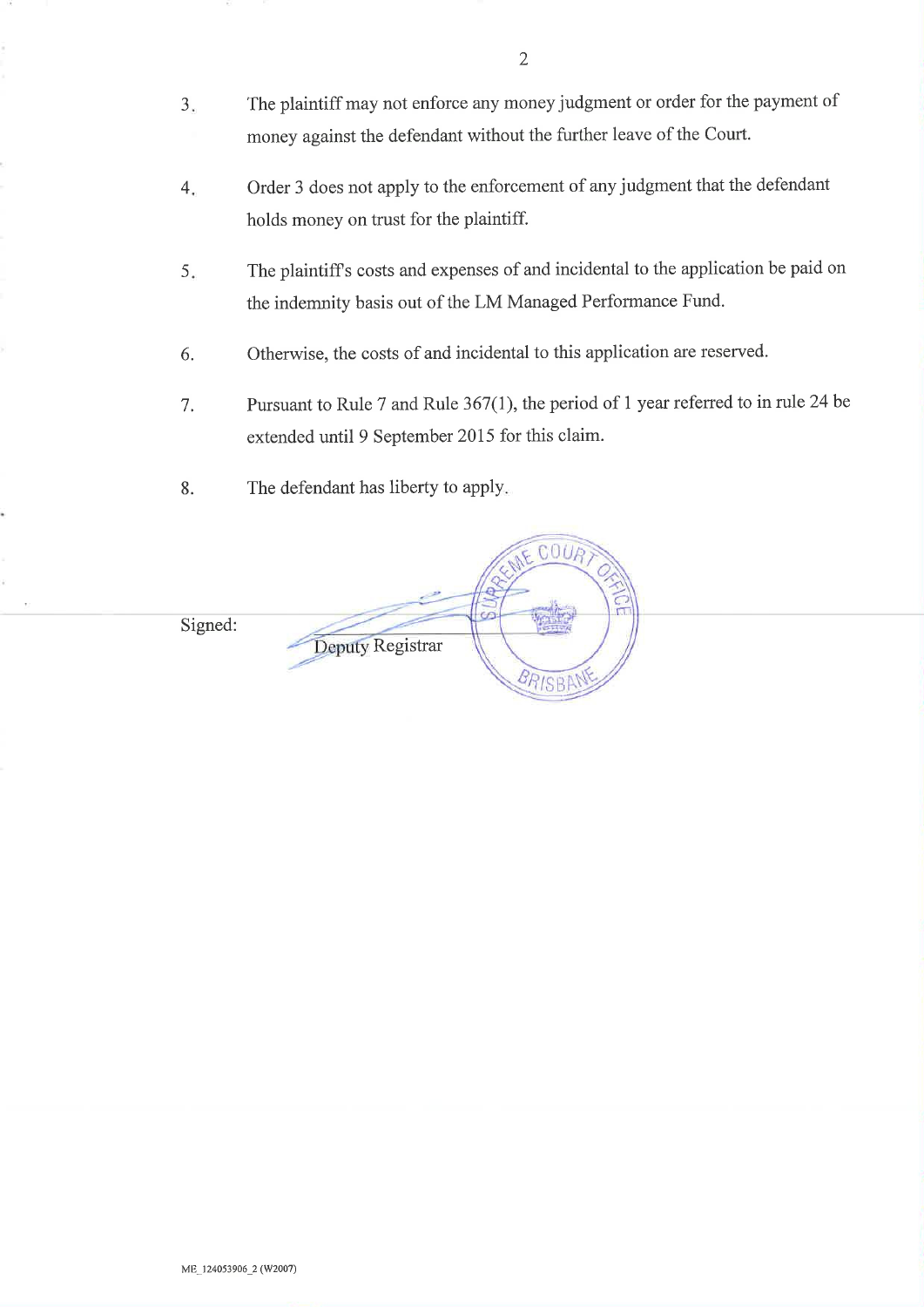3. The plaintiff may not enforce any money judgment or order for the payment of money against the defendant without the further leave of the Court.

4. Order 3 does not apply to the enforcement of any judgment that the defendant holds money on trust for the plaintiff.

5. The plaintiff's costs and expenses of and incidental to the application be paid on the indemnity basis out of the LM Managed Performance Fund.

6. Otherwise, the costs of and incidental to this application are reserved.

7. Pursuant to Rule 7 and Rule 367(1), the period of 1 year referred to in rule 24 be extended until 9 September 2015 for this claim.

8. The defendant has liberty to apply.

Signed:

Deputy Registrar

SUPREME COURT OFFICE BRISBANE

ME_124053906_2 (W2007)